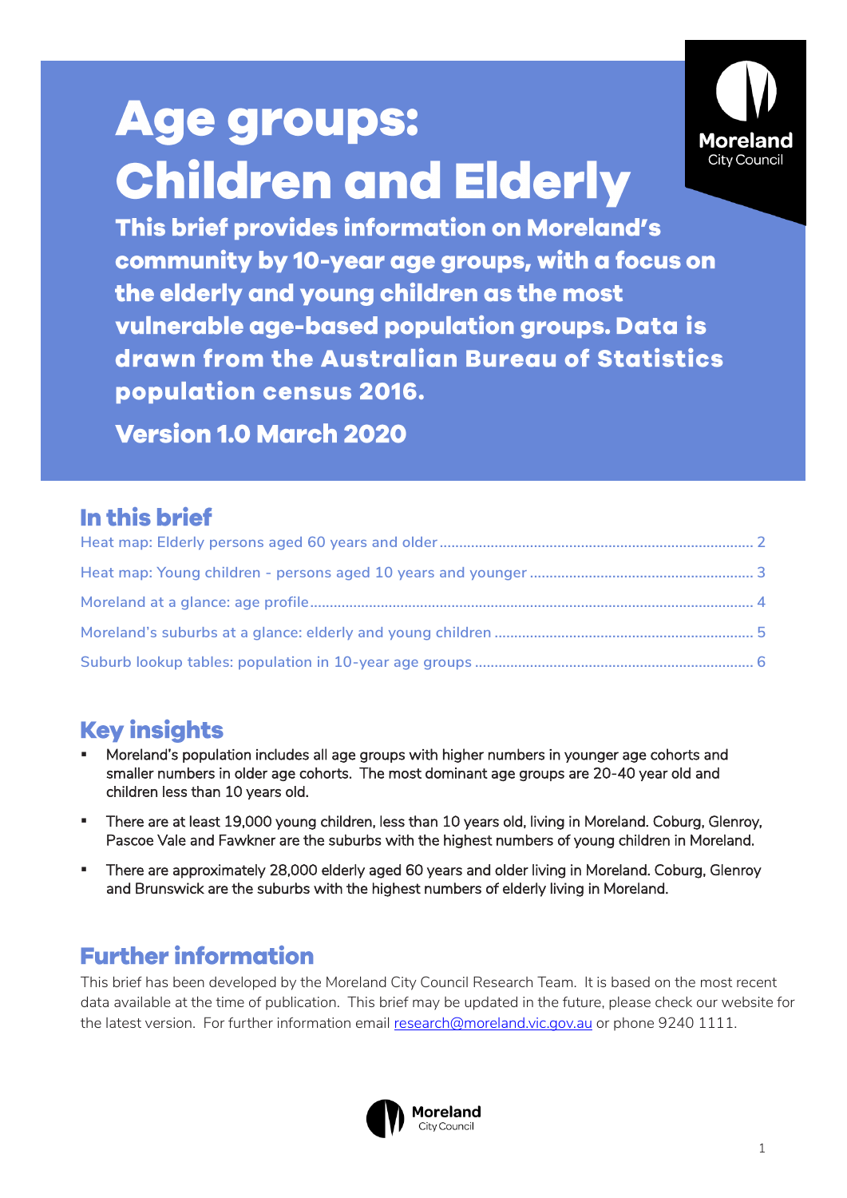# Age groups: Children and Elderly

**This brief provides information on Moreland's community by 10-year age groups, with a focus on the elderly and young children as the most vulnerable age-based population groups. Data is drawn from the Australian Bureau of Statistics population census 2016.**

**Version 1.0 March 2020**

## In this brief

- Heat map: Elderly persons aged 60 years and older ........ 2
- Heat map: Young children - persons aged 10 years and younger ........ 3
- Moreland at a glance: age profile ........ 4
- Moreland's suburbs at a glance: elderly and young children ........ 5
- Suburb lookup tables: population in 10-year age groups ........ 6

## Key insights

- Moreland's population includes all age groups with higher numbers in younger age cohorts and smaller numbers in older age cohorts. The most dominant age groups are 20-40 year old and children less than 10 years old.
- There are at least 19,000 young children, less than 10 years old, living in Moreland. Coburg, Glenroy, Pascoe Vale and Fawkner are the suburbs with the highest numbers of young children in Moreland.
- There are approximately 28,000 elderly aged 60 years and older living in Moreland. Coburg, Glenroy and Brunswick are the suburbs with the highest numbers of elderly living in Moreland.

## Further information

This brief has been developed by the Moreland City Council Research Team. It is based on the most recent data available at the time of publication. This brief may be updated in the future, please check our website for the latest version. For further information email research@moreland.vic.gov.au or phone 9240 1111.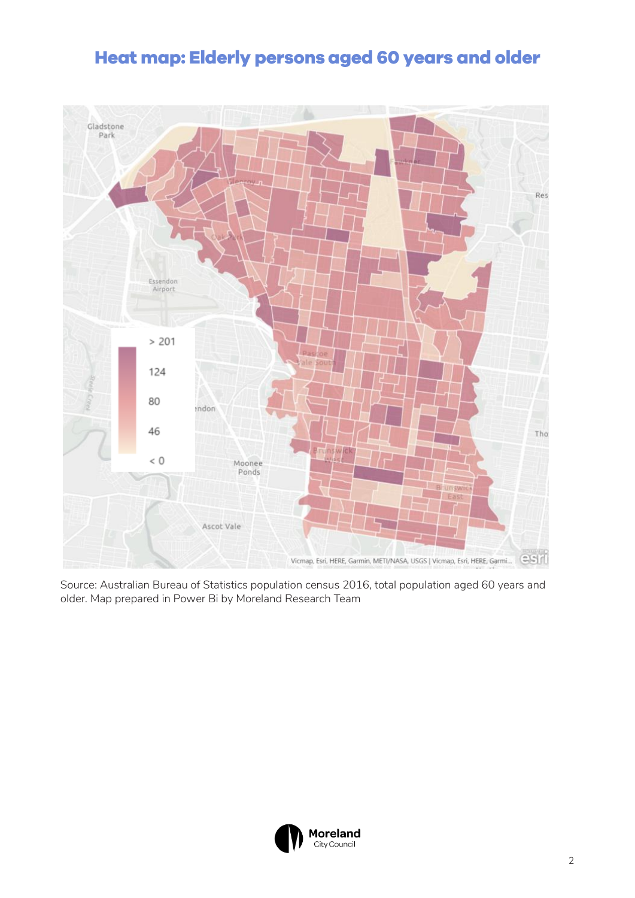# Heat map: Elderly persons aged 60 years and older

Source: Australian Bureau of Statistics population census 2016, total population aged 60 years and older. Map prepared in Power Bi by Moreland Research Team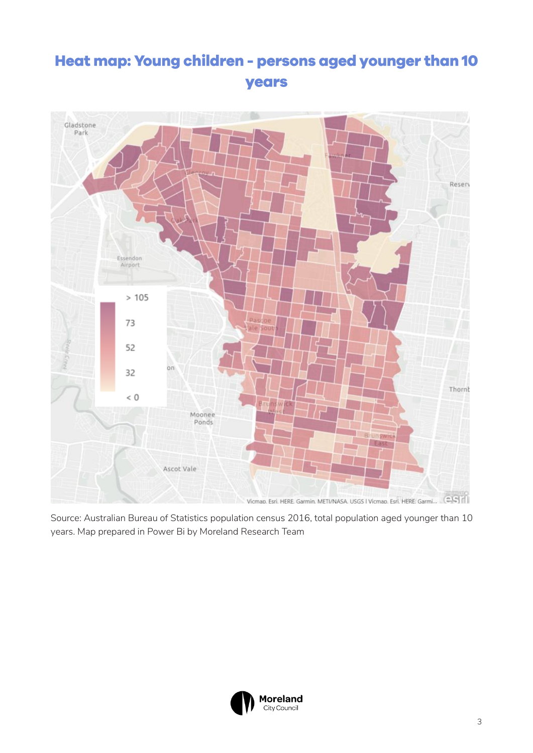# Heat map: Young children - persons aged younger than 10 years

Source: Australian Bureau of Statistics population census 2016, total population aged younger than 10 years. Map prepared in Power Bi by Moreland Research Team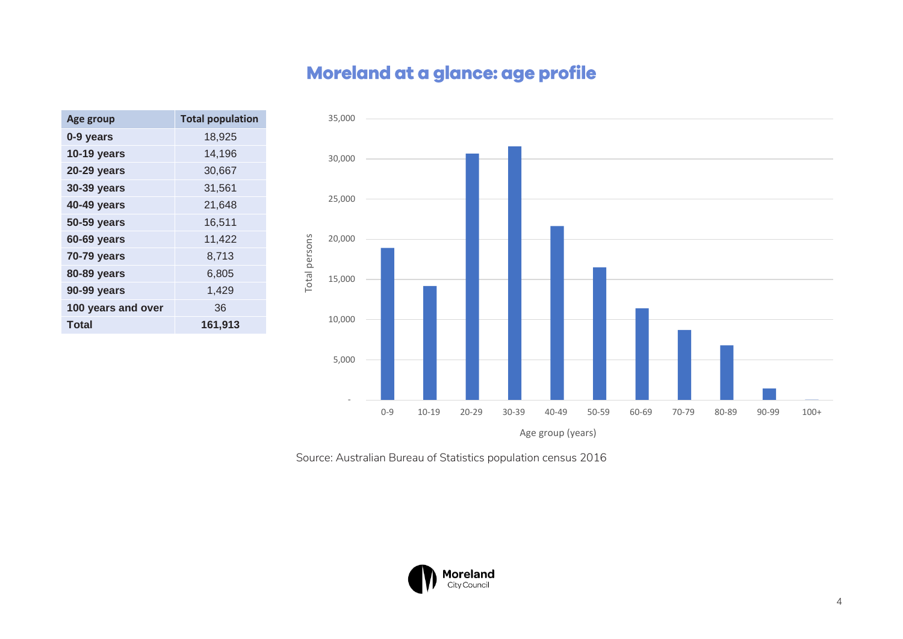# Moreland at a glance: age profile

| Age group | Total population |
|---|---|
| **0-9 years** | 18,925 |
| **10-19 years** | 14,196 |
| **20-29 years** | 30,667 |
| **30-39 years** | 31,561 |
| **40-49 years** | 21,648 |
| **50-59 years** | 16,511 |
| **60-69 years** | 11,422 |
| **70-79 years** | 8,713 |
| **80-89 years** | 6,805 |
| **90-99 years** | 1,429 |
| **100 years and over** | 36 |
| **Total** | **161,913** |

Source: Australian Bureau of Statistics population census 2016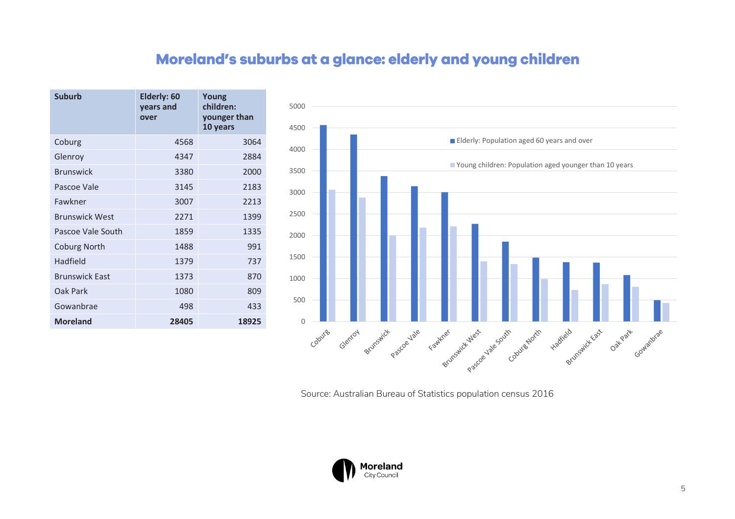# Moreland's suburbs at a glance: elderly and young children

| Suburb | Elderly: 60 years and over | Young children: younger than 10 years |
|---|---|---|
| Coburg | 4568 | 3064 |
| Glenroy | 4347 | 2884 |
| Brunswick | 3380 | 2000 |
| Pascoe Vale | 3145 | 2183 |
| Fawkner | 3007 | 2213 |
| Brunswick West | 2271 | 1399 |
| Pascoe Vale South | 1859 | 1335 |
| Coburg North | 1488 | 991 |
| Hadfield | 1379 | 737 |
| Brunswick East | 1373 | 870 |
| Oak Park | 1080 | 809 |
| Gowanbrae | 498 | 433 |
| **Moreland** | **28405** | **18925** |

Source: Australian Bureau of Statistics population census 2016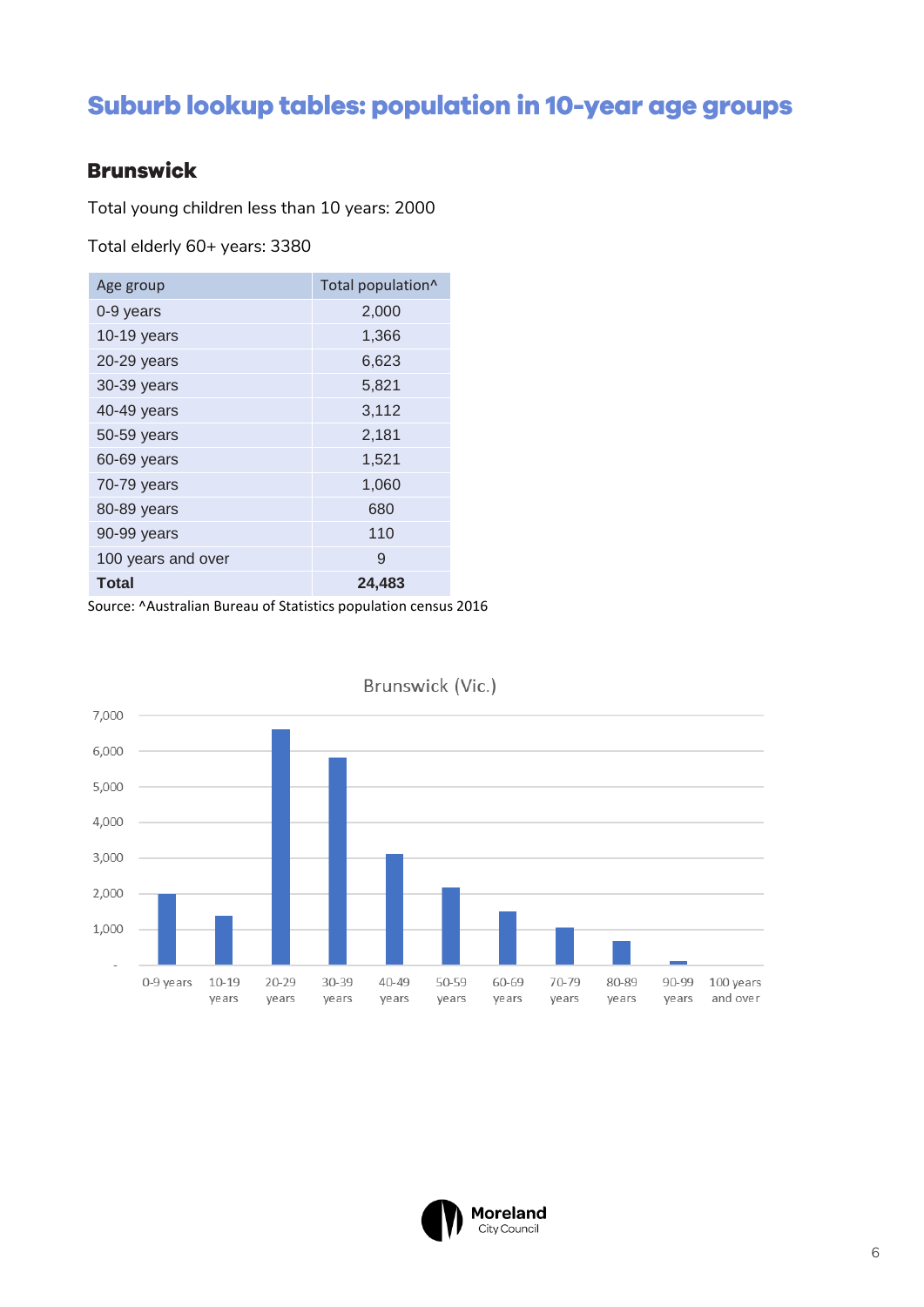# Suburb lookup tables: population in 10-year age groups

## Brunswick

Total young children less than 10 years: 2000

Total elderly 60+ years: 3380

| Age group | Total population^ |
|---|---|
| 0-9 years | 2,000 |
| 10-19 years | 1,366 |
| 20-29 years | 6,623 |
| 30-39 years | 5,821 |
| 40-49 years | 3,112 |
| 50-59 years | 2,181 |
| 60-69 years | 1,521 |
| 70-79 years | 1,060 |
| 80-89 years | 680 |
| 90-99 years | 110 |
| 100 years and over | 9 |
| **Total** | **24,483** |

Source: ^Australian Bureau of Statistics population census 2016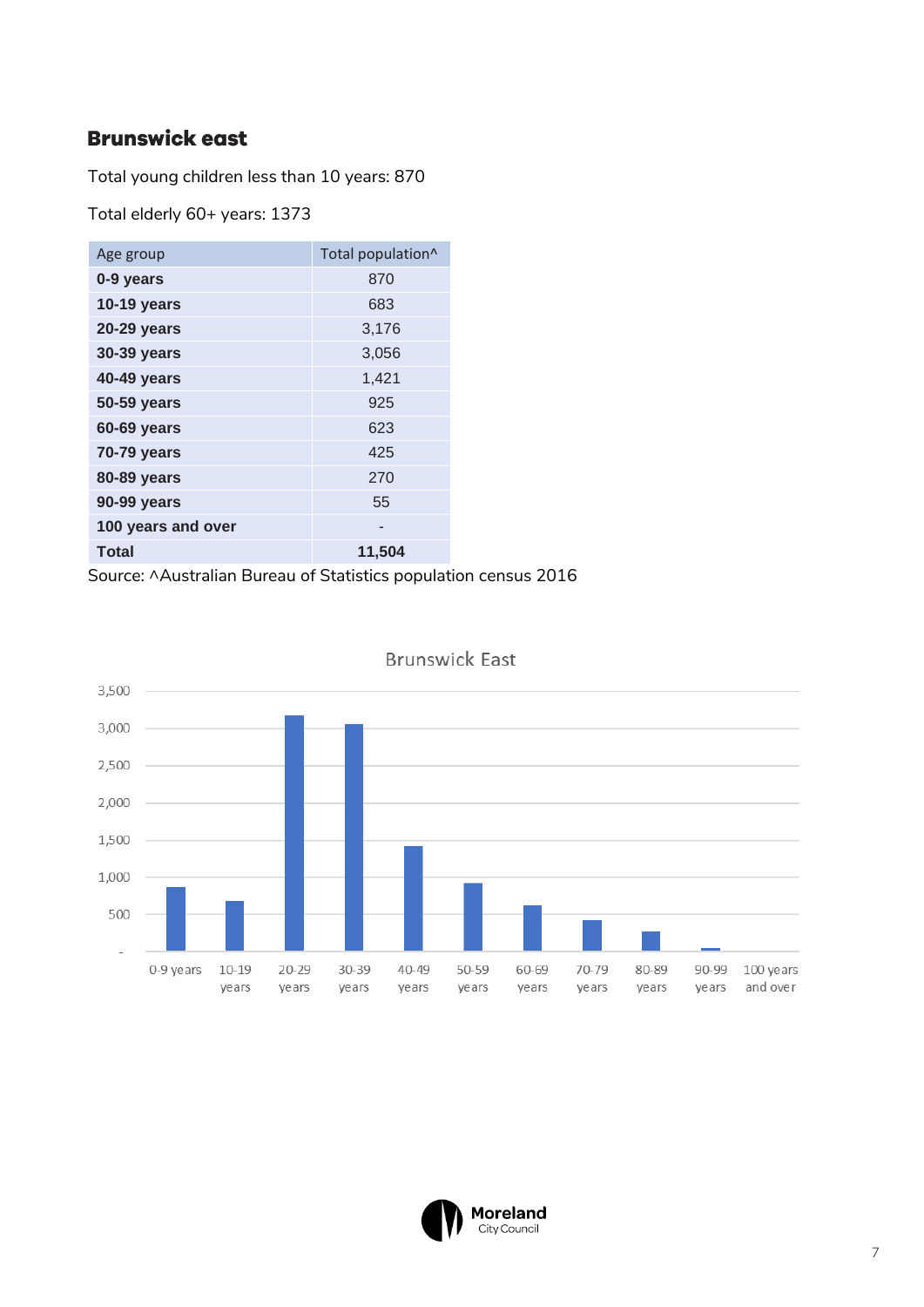## Brunswick east

Total young children less than 10 years: 870

Total elderly 60+ years: 1373

| Age group | Total population^ |
|---|---|
| **0-9 years** | 870 |
| **10-19 years** | 683 |
| **20-29 years** | 3,176 |
| **30-39 years** | 3,056 |
| **40-49 years** | 1,421 |
| **50-59 years** | 925 |
| **60-69 years** | 623 |
| **70-79 years** | 425 |
| **80-89 years** | 270 |
| **90-99 years** | 55 |
| **100 years and over** | - |
| **Total** | **11,504** |

Source: ^Australian Bureau of Statistics population census 2016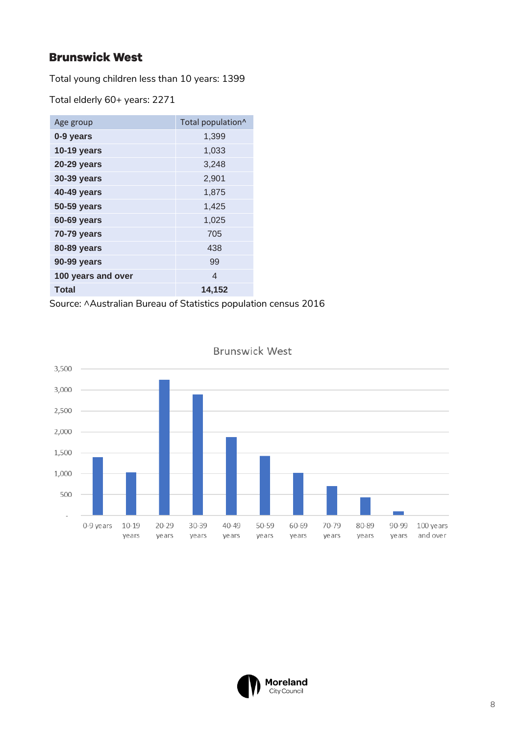## Brunswick West

Total young children less than 10 years: 1399

Total elderly 60+ years: 2271

| Age group | Total population^ |
|---|---|
| **0-9 years** | 1,399 |
| **10-19 years** | 1,033 |
| **20-29 years** | 3,248 |
| **30-39 years** | 2,901 |
| **40-49 years** | 1,875 |
| **50-59 years** | 1,425 |
| **60-69 years** | 1,025 |
| **70-79 years** | 705 |
| **80-89 years** | 438 |
| **90-99 years** | 99 |
| **100 years and over** | 4 |
| **Total** | **14,152** |

Source: ^Australian Bureau of Statistics population census 2016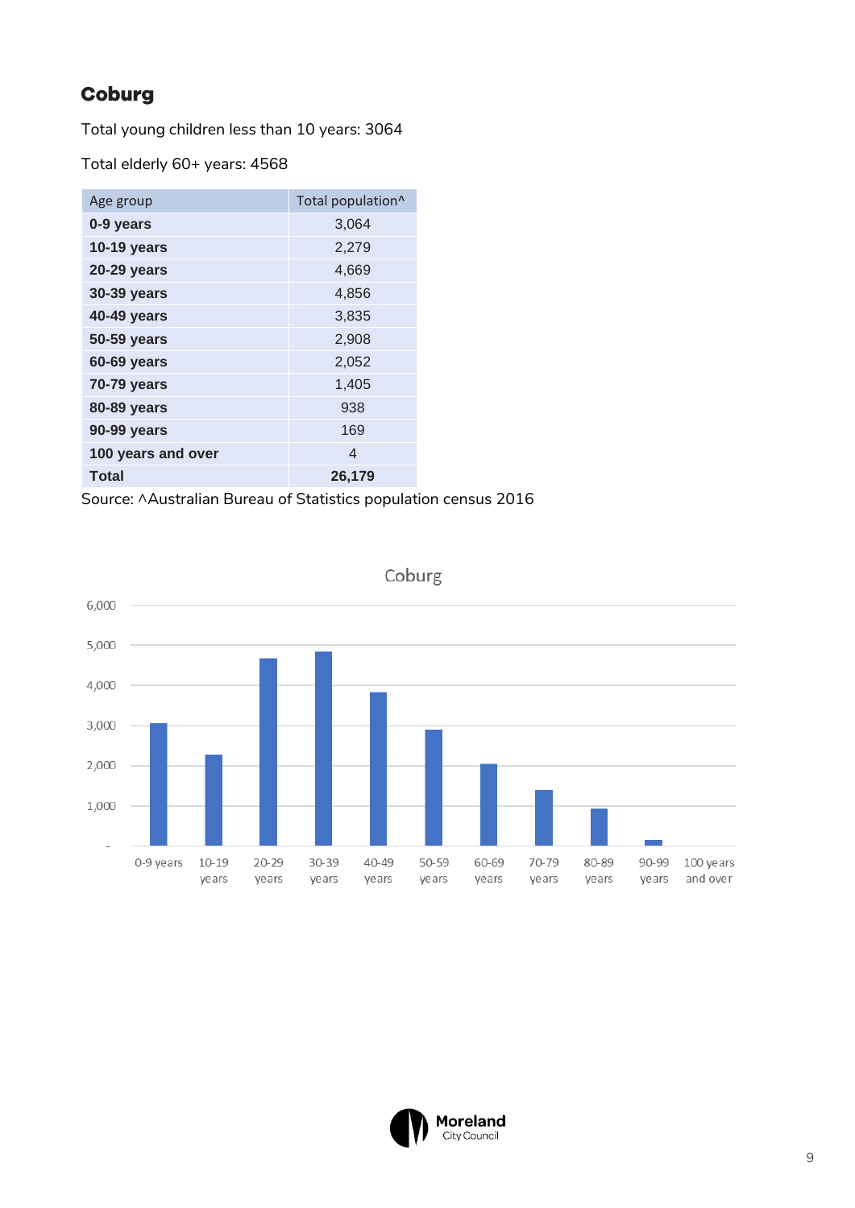## Coburg

Total young children less than 10 years: 3064

Total elderly 60+ years: 4568

| Age group | Total population^ |
|---|---|
| **0-9 years** | 3,064 |
| **10-19 years** | 2,279 |
| **20-29 years** | 4,669 |
| **30-39 years** | 4,856 |
| **40-49 years** | 3,835 |
| **50-59 years** | 2,908 |
| **60-69 years** | 2,052 |
| **70-79 years** | 1,405 |
| **80-89 years** | 938 |
| **90-99 years** | 169 |
| **100 years and over** | 4 |
| **Total** | **26,179** |

Source: ^Australian Bureau of Statistics population census 2016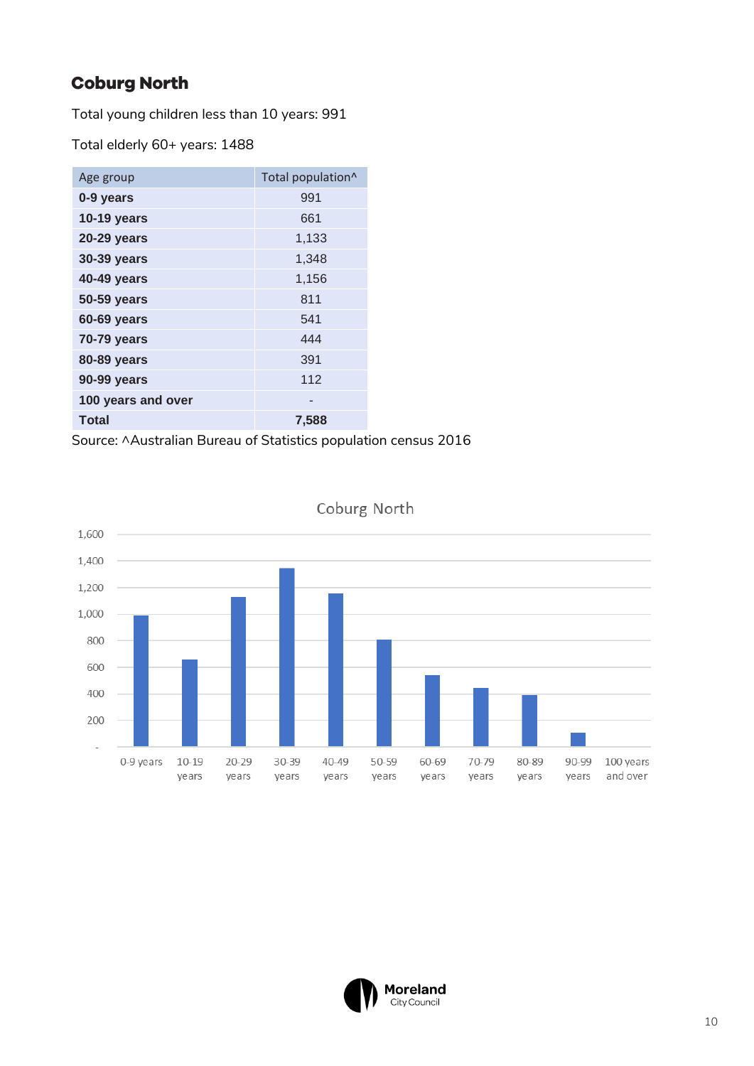## Coburg North

Total young children less than 10 years: 991

Total elderly 60+ years: 1488

| Age group | Total population^ |
|---|---|
| **0-9 years** | 991 |
| **10-19 years** | 661 |
| **20-29 years** | 1,133 |
| **30-39 years** | 1,348 |
| **40-49 years** | 1,156 |
| **50-59 years** | 811 |
| **60-69 years** | 541 |
| **70-79 years** | 444 |
| **80-89 years** | 391 |
| **90-99 years** | 112 |
| **100 years and over** | - |
| **Total** | **7,588** |

Source: ^Australian Bureau of Statistics population census 2016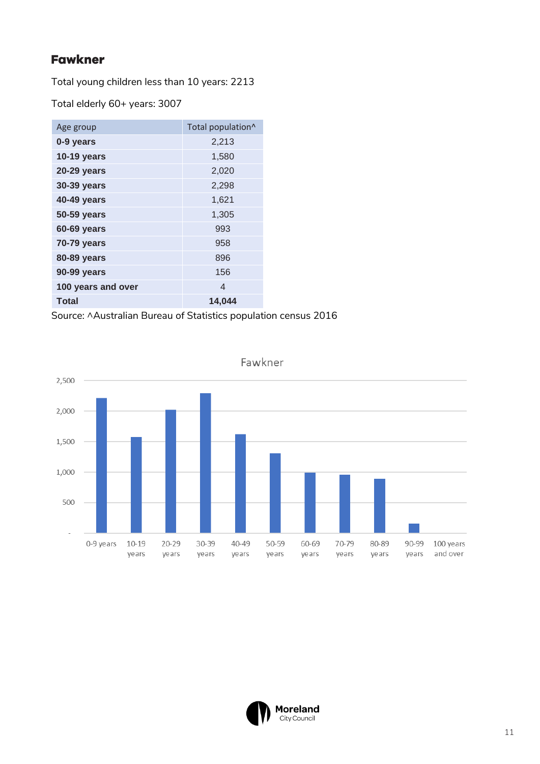## Fawkner

Total young children less than 10 years: 2213

Total elderly 60+ years: 3007

| Age group | Total population^ |
|---|---|
| **0-9 years** | 2,213 |
| **10-19 years** | 1,580 |
| **20-29 years** | 2,020 |
| **30-39 years** | 2,298 |
| **40-49 years** | 1,621 |
| **50-59 years** | 1,305 |
| **60-69 years** | 993 |
| **70-79 years** | 958 |
| **80-89 years** | 896 |
| **90-99 years** | 156 |
| **100 years and over** | 4 |
| **Total** | **14,044** |

Source: ^Australian Bureau of Statistics population census 2016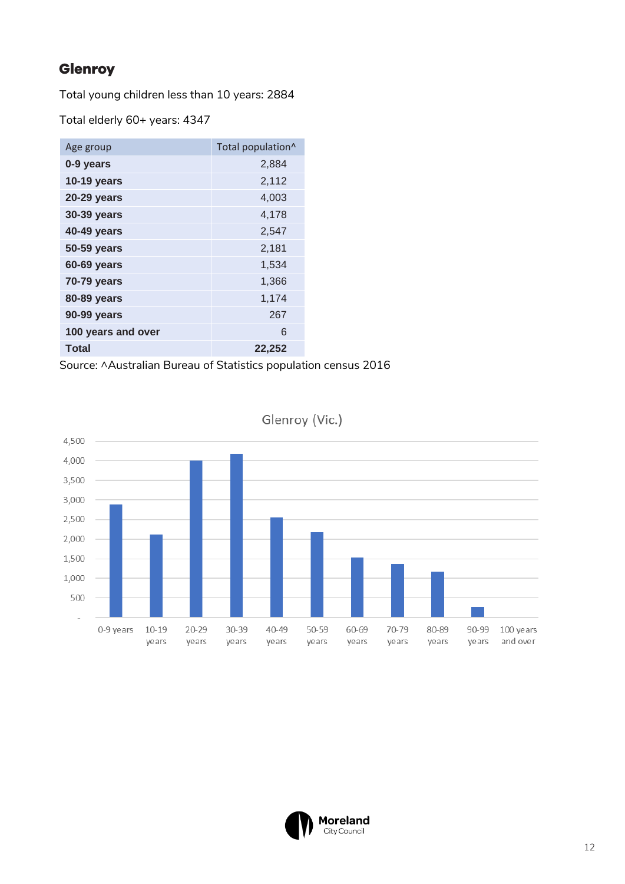## Glenroy

Total young children less than 10 years: 2884

Total elderly 60+ years: 4347

| Age group | Total population^ |
|---|---|
| **0-9 years** | 2,884 |
| **10-19 years** | 2,112 |
| **20-29 years** | 4,003 |
| **30-39 years** | 4,178 |
| **40-49 years** | 2,547 |
| **50-59 years** | 2,181 |
| **60-69 years** | 1,534 |
| **70-79 years** | 1,366 |
| **80-89 years** | 1,174 |
| **90-99 years** | 267 |
| **100 years and over** | 6 |
| **Total** | **22,252** |

Source: ^Australian Bureau of Statistics population census 2016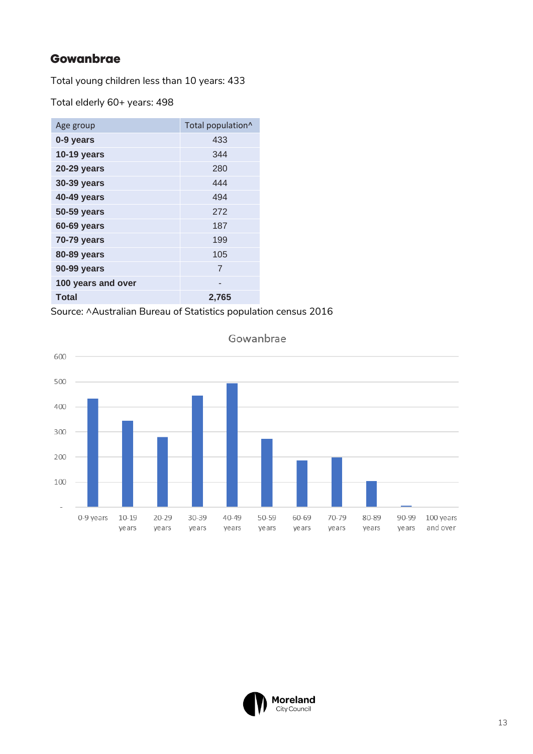## Gowanbrae

Total young children less than 10 years: 433

Total elderly 60+ years: 498

| Age group | Total population^ |
|---|---|
| **0-9 years** | 433 |
| **10-19 years** | 344 |
| **20-29 years** | 280 |
| **30-39 years** | 444 |
| **40-49 years** | 494 |
| **50-59 years** | 272 |
| **60-69 years** | 187 |
| **70-79 years** | 199 |
| **80-89 years** | 105 |
| **90-99 years** | 7 |
| **100 years and over** | - |
| **Total** | **2,765** |

Source: ^Australian Bureau of Statistics population census 2016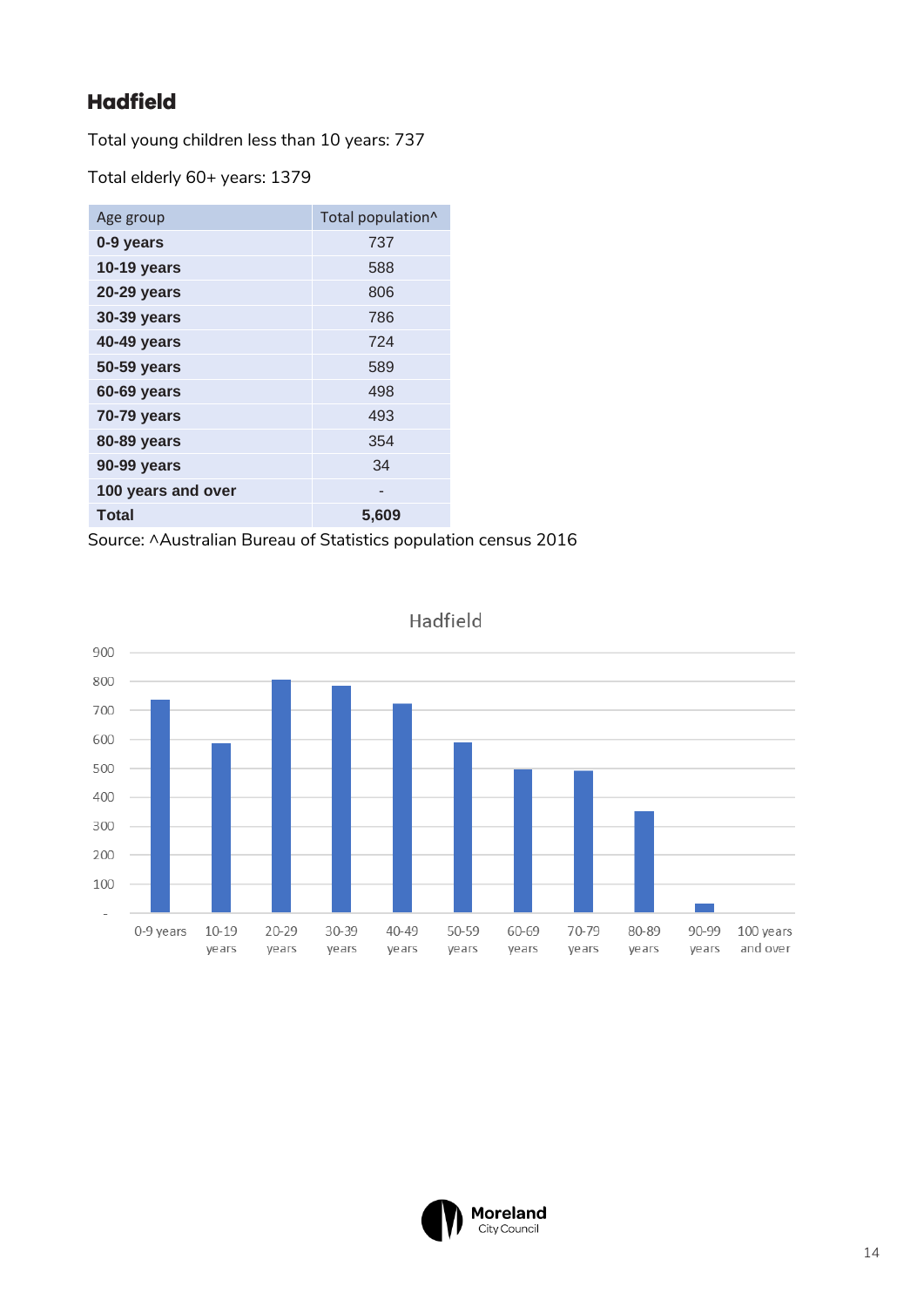## Hadfield

Total young children less than 10 years: 737

Total elderly 60+ years: 1379

| Age group | Total population^ |
| --- | --- |
| **0-9 years** | 737 |
| **10-19 years** | 588 |
| **20-29 years** | 806 |
| **30-39 years** | 786 |
| **40-49 years** | 724 |
| **50-59 years** | 589 |
| **60-69 years** | 498 |
| **70-79 years** | 493 |
| **80-89 years** | 354 |
| **90-99 years** | 34 |
| **100 years and over** | - |
| **Total** | **5,609** |

Source: ^Australian Bureau of Statistics population census 2016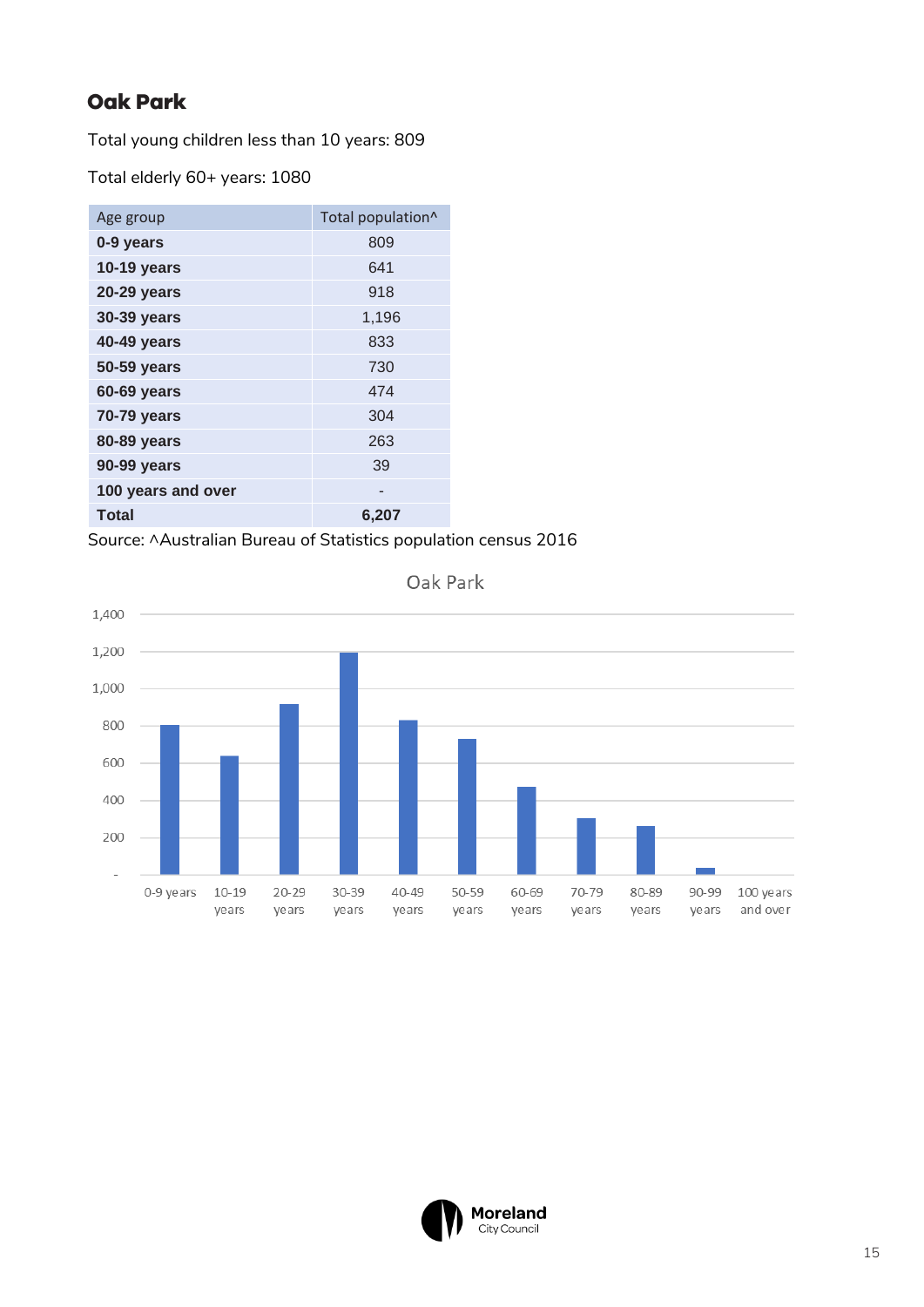## Oak Park

Total young children less than 10 years: 809

Total elderly 60+ years: 1080

| Age group | Total population^ |
|---|---|
| **0-9 years** | 809 |
| **10-19 years** | 641 |
| **20-29 years** | 918 |
| **30-39 years** | 1,196 |
| **40-49 years** | 833 |
| **50-59 years** | 730 |
| **60-69 years** | 474 |
| **70-79 years** | 304 |
| **80-89 years** | 263 |
| **90-99 years** | 39 |
| **100 years and over** | - |
| **Total** | **6,207** |

Source: ^Australian Bureau of Statistics population census 2016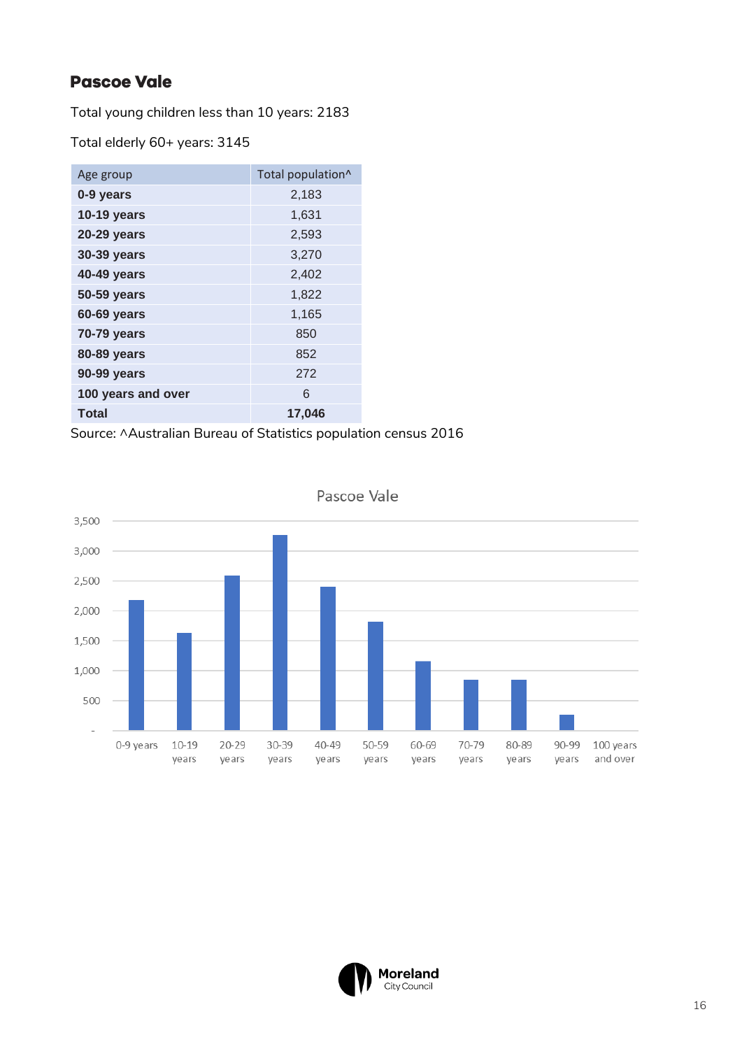## Pascoe Vale

Total young children less than 10 years: 2183

Total elderly 60+ years: 3145

| Age group | Total population^ |
|---|---|
| **0-9 years** | 2,183 |
| **10-19 years** | 1,631 |
| **20-29 years** | 2,593 |
| **30-39 years** | 3,270 |
| **40-49 years** | 2,402 |
| **50-59 years** | 1,822 |
| **60-69 years** | 1,165 |
| **70-79 years** | 850 |
| **80-89 years** | 852 |
| **90-99 years** | 272 |
| **100 years and over** | 6 |
| **Total** | **17,046** |

Source: ^Australian Bureau of Statistics population census 2016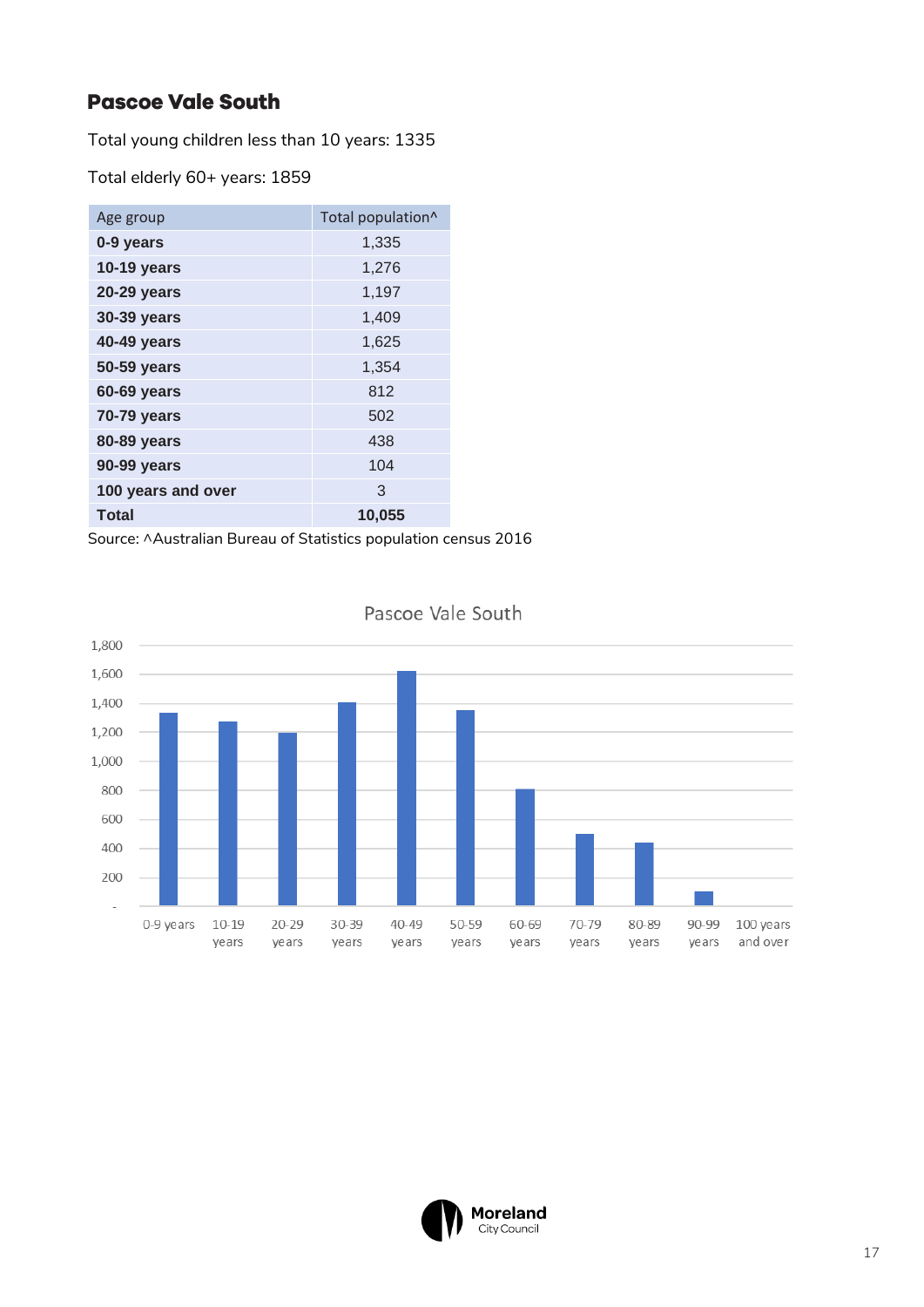## Pascoe Vale South

Total young children less than 10 years: 1335

Total elderly 60+ years: 1859

| Age group | Total population^ |
|---|---|
| **0-9 years** | 1,335 |
| **10-19 years** | 1,276 |
| **20-29 years** | 1,197 |
| **30-39 years** | 1,409 |
| **40-49 years** | 1,625 |
| **50-59 years** | 1,354 |
| **60-69 years** | 812 |
| **70-79 years** | 502 |
| **80-89 years** | 438 |
| **90-99 years** | 104 |
| **100 years and over** | 3 |
| **Total** | **10,055** |

Source: ^Australian Bureau of Statistics population census 2016

Pascoe Vale South

1,800
1,600
1,400
1,200
1,000
800
600
400
200
-

0-9 years
10-19 years
20-29 years
30-39 years
40-49 years
50-59 years
60-69 years
70-79 years
80-89 years
90-99 years
100 years and over

Moreland City Council